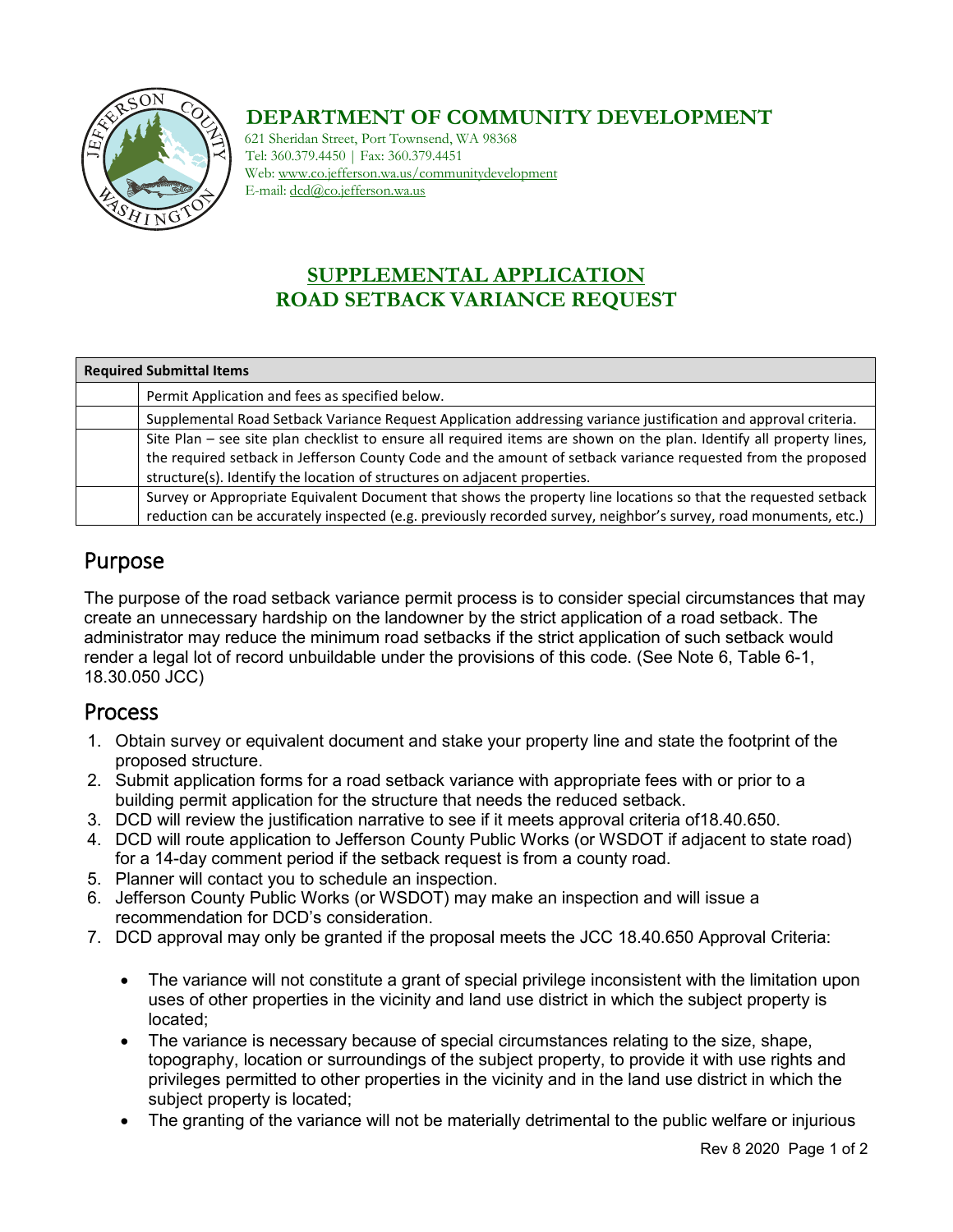**DEPARTMENT OF COMMUNITY DEVELOPMENT**

621 Sheridan Street, Port Townsend, WA 98368
Tel: 360.379.4450 | Fax: 360.379.4451
Web: www.co.jefferson.wa.us/communitydevelopment
E-mail: dcd@co.jefferson.wa.us

# SUPPLEMENTAL APPLICATION
# ROAD SETBACK VARIANCE REQUEST

| Required Submittal Items | |
|---|---|
| | Permit Application and fees as specified below. |
| | Supplemental Road Setback Variance Request Application addressing variance justification and approval criteria. |
| | Site Plan – see site plan checklist to ensure all required items are shown on the plan. Identify all property lines, the required setback in Jefferson County Code and the amount of setback variance requested from the proposed structure(s). Identify the location of structures on adjacent properties. |
| | Survey or Appropriate Equivalent Document that shows the property line locations so that the requested setback reduction can be accurately inspected (e.g. previously recorded survey, neighbor's survey, road monuments, etc.) |

## Purpose

The purpose of the road setback variance permit process is to consider special circumstances that may create an unnecessary hardship on the landowner by the strict application of a road setback. The administrator may reduce the minimum road setbacks if the strict application of such setback would render a legal lot of record unbuildable under the provisions of this code. (See Note 6, Table 6-1, 18.30.050 JCC)

## Process

1. Obtain survey or equivalent document and stake your property line and state the footprint of the proposed structure.
2. Submit application forms for a road setback variance with appropriate fees with or prior to a building permit application for the structure that needs the reduced setback.
3. DCD will review the justification narrative to see if it meets approval criteria of18.40.650.
4. DCD will route application to Jefferson County Public Works (or WSDOT if adjacent to state road) for a 14-day comment period if the setback request is from a county road.
5. Planner will contact you to schedule an inspection.
6. Jefferson County Public Works (or WSDOT) may make an inspection and will issue a recommendation for DCD's consideration.
7. DCD approval may only be granted if the proposal meets the JCC 18.40.650 Approval Criteria:
   - The variance will not constitute a grant of special privilege inconsistent with the limitation upon uses of other properties in the vicinity and land use district in which the subject property is located;
   - The variance is necessary because of special circumstances relating to the size, shape, topography, location or surroundings of the subject property, to provide it with use rights and privileges permitted to other properties in the vicinity and in the land use district in which the subject property is located;
   - The granting of the variance will not be materially detrimental to the public welfare or injurious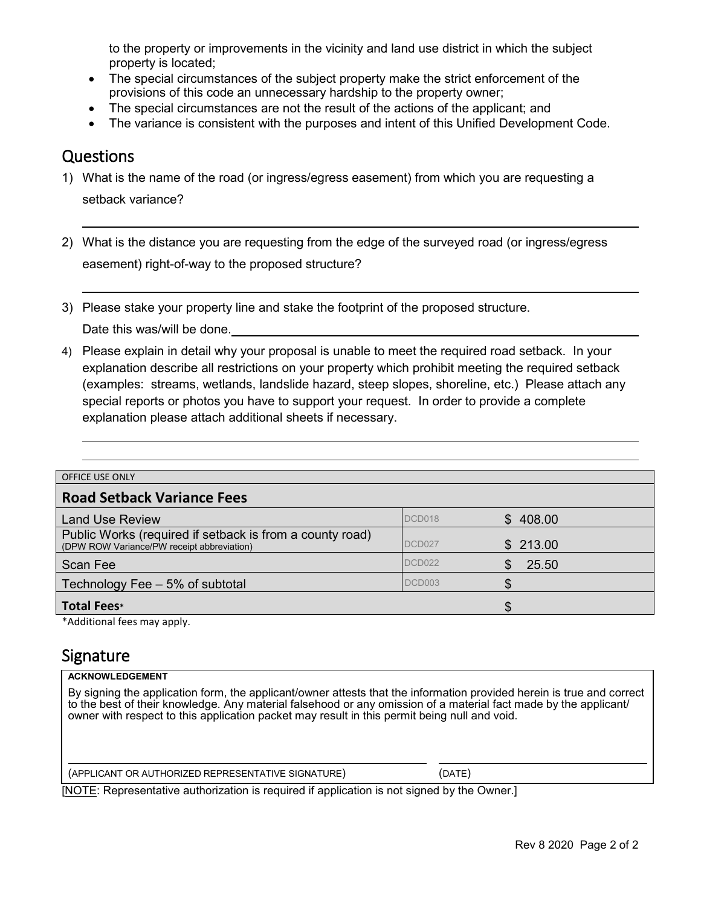to the property or improvements in the vicinity and land use district in which the subject property is located;

- The special circumstances of the subject property make the strict enforcement of the provisions of this code an unnecessary hardship to the property owner;
- The special circumstances are not the result of the actions of the applicant; and
- The variance is consistent with the purposes and intent of this Unified Development Code.

## Questions

1) What is the name of the road (or ingress/egress easement) from which you are requesting a setback variance?

___

2) What is the distance you are requesting from the edge of the surveyed road (or ingress/egress easement) right-of-way to the proposed structure?

___

3) Please stake your property line and stake the footprint of the proposed structure.

   Date this was/will be done. ___

4) Please explain in detail why your proposal is unable to meet the required road setback. In your explanation describe all restrictions on your property which prohibit meeting the required setback (examples: streams, wetlands, landslide hazard, steep slopes, shoreline, etc.) Please attach any special reports or photos you have to support your request. In order to provide a complete explanation please attach additional sheets if necessary.

___

___

| OFFICE USE ONLY | | |
|---|---|---|
| **Road Setback Variance Fees** | | |
| Land Use Review | DCD018 | $ 408.00 |
| Public Works (required if setback is from a county road) (DPW ROW Variance/PW receipt abbreviation) | DCD027 | $ 213.00 |
| Scan Fee | DCD022 | $ 25.50 |
| Technology Fee – 5% of subtotal | DCD003 | $ |
| **Total Fees*** | | $ |

*Additional fees may apply.

## Signature

**ACKNOWLEDGEMENT**

By signing the application form, the applicant/owner attests that the information provided herein is true and correct to the best of their knowledge. Any material falsehood or any omission of a material fact made by the applicant/owner with respect to this application packet may result in this permit being null and void.

___ (APPLICANT OR AUTHORIZED REPRESENTATIVE SIGNATURE)

___ (DATE)

[NOTE: Representative authorization is required if application is not signed by the Owner.]

Rev 8 2020